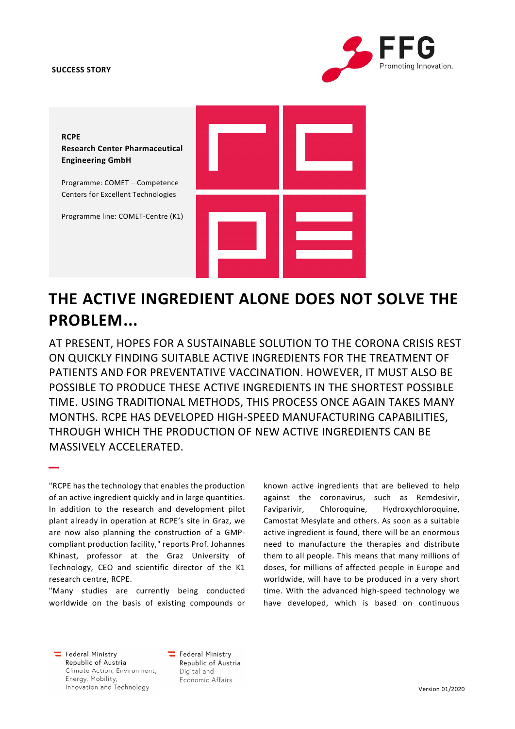**SUCCESS STORY**

**RCPE**
**Research Center Pharmaceutical Engineering GmbH**

Programme: COMET – Competence Centers for Excellent Technologies

Programme line: COMET-Centre (K1)

# THE ACTIVE INGREDIENT ALONE DOES NOT SOLVE THE PROBLEM...

AT PRESENT, HOPES FOR A SUSTAINABLE SOLUTION TO THE CORONA CRISIS REST ON QUICKLY FINDING SUITABLE ACTIVE INGREDIENTS FOR THE TREATMENT OF PATIENTS AND FOR PREVENTATIVE VACCINATION. HOWEVER, IT MUST ALSO BE POSSIBLE TO PRODUCE THESE ACTIVE INGREDIENTS IN THE SHORTEST POSSIBLE TIME. USING TRADITIONAL METHODS, THIS PROCESS ONCE AGAIN TAKES MANY MONTHS. RCPE HAS DEVELOPED HIGH-SPEED MANUFACTURING CAPABILITIES, THROUGH WHICH THE PRODUCTION OF NEW ACTIVE INGREDIENTS CAN BE MASSIVELY ACCELERATED.

"RCPE has the technology that enables the production of an active ingredient quickly and in large quantities. In addition to the research and development pilot plant already in operation at RCPE's site in Graz, we are now also planning the construction of a GMP-compliant production facility," reports Prof. Johannes Khinast, professor at the Graz University of Technology, CEO and scientific director of the K1 research centre, RCPE.

"Many studies are currently being conducted worldwide on the basis of existing compounds or known active ingredients that are believed to help against the coronavirus, such as Remdesivir, Faviparivir, Chloroquine, Hydroxychloroquine, Camostat Mesylate and others. As soon as a suitable active ingredient is found, there will be an enormous need to manufacture the therapies and distribute them to all people. This means that many millions of doses, for millions of affected people in Europe and worldwide, will have to be produced in a very short time. With the advanced high-speed technology we have developed, which is based on continuous

Federal Ministry Republic of Austria Climate Action, Environment, Energy, Mobility, Innovation and Technology

Federal Ministry Republic of Austria Digital and Economic Affairs

Version 01/2020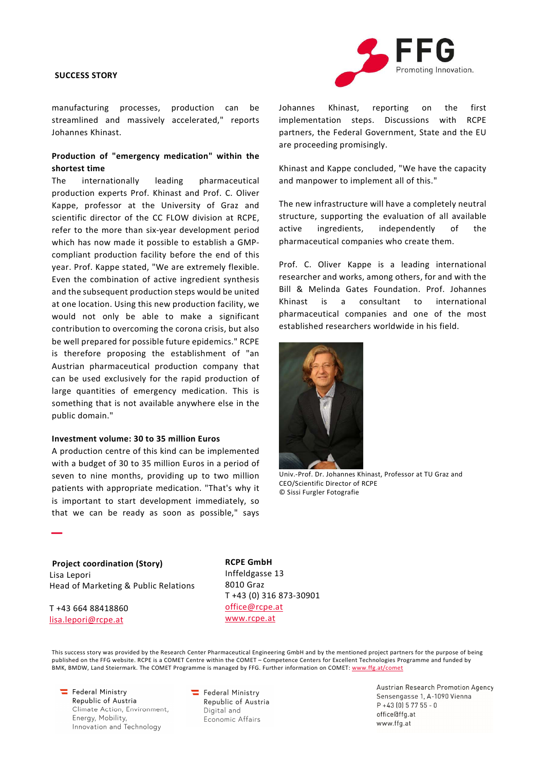manufacturing processes, production can be streamlined and massively accelerated," reports Johannes Khinast.

**Production of "emergency medication" within the shortest time**

The internationally leading pharmaceutical production experts Prof. Khinast and Prof. C. Oliver Kappe, professor at the University of Graz and scientific director of the CC FLOW division at RCPE, refer to the more than six-year development period which has now made it possible to establish a GMP-compliant production facility before the end of this year. Prof. Kappe stated, "We are extremely flexible. Even the combination of active ingredient synthesis and the subsequent production steps would be united at one location. Using this new production facility, we would not only be able to make a significant contribution to overcoming the corona crisis, but also be well prepared for possible future epidemics." RCPE is therefore proposing the establishment of "an Austrian pharmaceutical production company that can be used exclusively for the rapid production of large quantities of emergency medication. This is something that is not available anywhere else in the public domain."

**Investment volume: 30 to 35 million Euros**

A production centre of this kind can be implemented with a budget of 30 to 35 million Euros in a period of seven to nine months, providing up to two million patients with appropriate medication. "That's why it is important to start development immediately, so that we can be ready as soon as possible," says Johannes Khinast, reporting on the first implementation steps. Discussions with RCPE partners, the Federal Government, State and the EU are proceeding promisingly.

Khinast and Kappe concluded, "We have the capacity and manpower to implement all of this."

The new infrastructure will have a completely neutral structure, supporting the evaluation of all available active ingredients, independently of the pharmaceutical companies who create them.

Prof. C. Oliver Kappe is a leading international researcher and works, among others, for and with the Bill & Melinda Gates Foundation. Prof. Johannes Khinast is a consultant to international pharmaceutical companies and one of the most established researchers worldwide in his field.

Univ.-Prof. Dr. Johannes Khinast, Professor at TU Graz and CEO/Scientific Director of RCPE
© Sissi Furgler Fotografie

**Project coordination (Story)**
Lisa Lepori
Head of Marketing & Public Relations

T +43 664 88418860
lisa.lepori@rcpe.at

**RCPE GmbH**
Inffeldgasse 13
8010 Graz
T +43 (0) 316 873-30901
office@rcpe.at
www.rcpe.at

This success story was provided by the Research Center Pharmaceutical Engineering GmbH and by the mentioned project partners for the purpose of being published on the FFG website. RCPE is a COMET Centre within the COMET – Competence Centers for Excellent Technologies Programme and funded by BMK, BMDW, Land Steiermark. The COMET Programme is managed by FFG. Further information on COMET: www.ffg.at/comet

Federal Ministry Republic of Austria
Climate Action, Environment, Energy, Mobility, Innovation and Technology

Federal Ministry Republic of Austria
Digital and Economic Affairs

Austrian Research Promotion Agency
Sensengasse 1, A-1090 Vienna
P +43 (0) 5 77 55 - 0
office@ffg.at
www.ffg.at